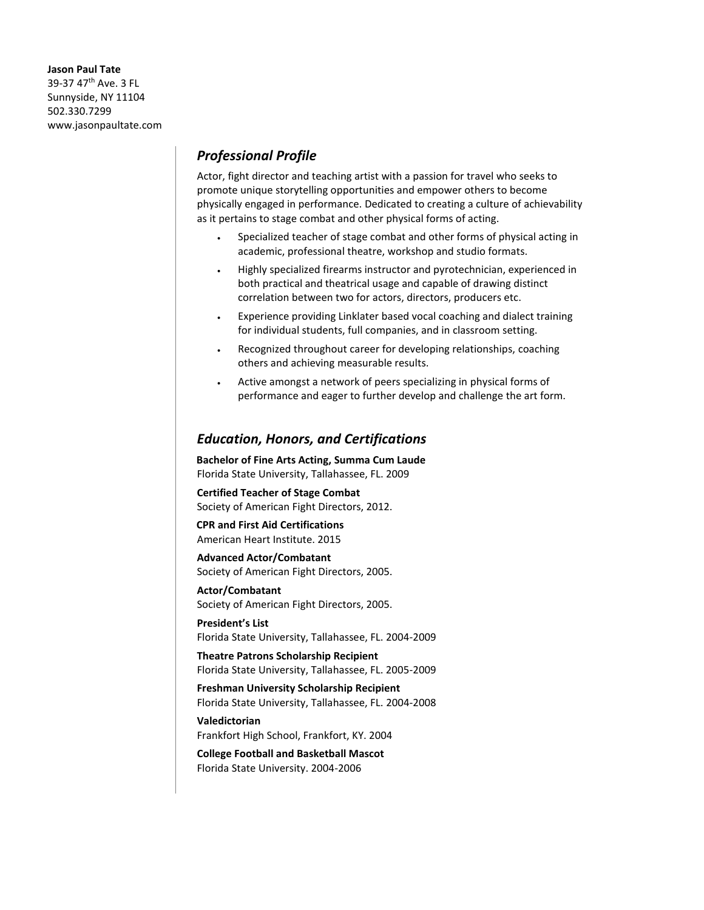**Jason Paul Tate**
39-37 47th Ave. 3 FL
Sunnyside, NY 11104
502.330.7299
www.jasonpaultate.com

## *Professional Profile*

Actor, fight director and teaching artist with a passion for travel who seeks to promote unique storytelling opportunities and empower others to become physically engaged in performance. Dedicated to creating a culture of achievability as it pertains to stage combat and other physical forms of acting.

- Specialized teacher of stage combat and other forms of physical acting in academic, professional theatre, workshop and studio formats.
- Highly specialized firearms instructor and pyrotechnician, experienced in both practical and theatrical usage and capable of drawing distinct correlation between two for actors, directors, producers etc.
- Experience providing Linklater based vocal coaching and dialect training for individual students, full companies, and in classroom setting.
- Recognized throughout career for developing relationships, coaching others and achieving measurable results.
- Active amongst a network of peers specializing in physical forms of performance and eager to further develop and challenge the art form.

## *Education, Honors, and Certifications*

**Bachelor of Fine Arts Acting, Summa Cum Laude**
Florida State University, Tallahassee, FL. 2009

**Certified Teacher of Stage Combat**
Society of American Fight Directors, 2012.

**CPR and First Aid Certifications**
American Heart Institute. 2015

**Advanced Actor/Combatant**
Society of American Fight Directors, 2005.

**Actor/Combatant**
Society of American Fight Directors, 2005.

**President's List**
Florida State University, Tallahassee, FL. 2004-2009

**Theatre Patrons Scholarship Recipient**
Florida State University, Tallahassee, FL. 2005-2009

**Freshman University Scholarship Recipient**
Florida State University, Tallahassee, FL. 2004-2008

**Valedictorian**
Frankfort High School, Frankfort, KY. 2004

**College Football and Basketball Mascot**
Florida State University. 2004-2006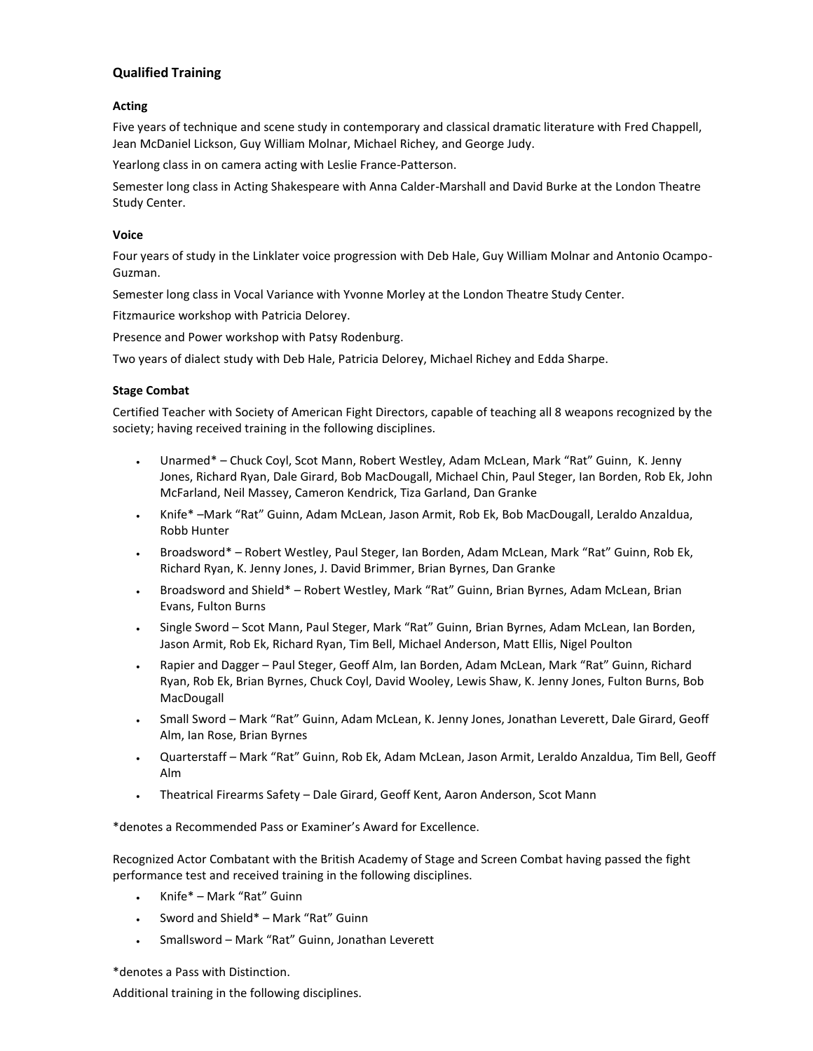## Qualified Training

### Acting

Five years of technique and scene study in contemporary and classical dramatic literature with Fred Chappell, Jean McDaniel Lickson, Guy William Molnar, Michael Richey, and George Judy.

Yearlong class in on camera acting with Leslie France-Patterson.

Semester long class in Acting Shakespeare with Anna Calder-Marshall and David Burke at the London Theatre Study Center.

### Voice

Four years of study in the Linklater voice progression with Deb Hale, Guy William Molnar and Antonio Ocampo-Guzman.

Semester long class in Vocal Variance with Yvonne Morley at the London Theatre Study Center.

Fitzmaurice workshop with Patricia Delorey.

Presence and Power workshop with Patsy Rodenburg.

Two years of dialect study with Deb Hale, Patricia Delorey, Michael Richey and Edda Sharpe.

### Stage Combat

Certified Teacher with Society of American Fight Directors, capable of teaching all 8 weapons recognized by the society; having received training in the following disciplines.

- Unarmed* – Chuck Coyl, Scot Mann, Robert Westley, Adam McLean, Mark "Rat" Guinn, K. Jenny Jones, Richard Ryan, Dale Girard, Bob MacDougall, Michael Chin, Paul Steger, Ian Borden, Rob Ek, John McFarland, Neil Massey, Cameron Kendrick, Tiza Garland, Dan Granke
- Knife* –Mark "Rat" Guinn, Adam McLean, Jason Armit, Rob Ek, Bob MacDougall, Leraldo Anzaldua, Robb Hunter
- Broadsword* – Robert Westley, Paul Steger, Ian Borden, Adam McLean, Mark "Rat" Guinn, Rob Ek, Richard Ryan, K. Jenny Jones, J. David Brimmer, Brian Byrnes, Dan Granke
- Broadsword and Shield* – Robert Westley, Mark "Rat" Guinn, Brian Byrnes, Adam McLean, Brian Evans, Fulton Burns
- Single Sword – Scot Mann, Paul Steger, Mark "Rat" Guinn, Brian Byrnes, Adam McLean, Ian Borden, Jason Armit, Rob Ek, Richard Ryan, Tim Bell, Michael Anderson, Matt Ellis, Nigel Poulton
- Rapier and Dagger – Paul Steger, Geoff Alm, Ian Borden, Adam McLean, Mark "Rat" Guinn, Richard Ryan, Rob Ek, Brian Byrnes, Chuck Coyl, David Wooley, Lewis Shaw, K. Jenny Jones, Fulton Burns, Bob MacDougall
- Small Sword – Mark "Rat" Guinn, Adam McLean, K. Jenny Jones, Jonathan Leverett, Dale Girard, Geoff Alm, Ian Rose, Brian Byrnes
- Quarterstaff – Mark "Rat" Guinn, Rob Ek, Adam McLean, Jason Armit, Leraldo Anzaldua, Tim Bell, Geoff Alm
- Theatrical Firearms Safety – Dale Girard, Geoff Kent, Aaron Anderson, Scot Mann

*denotes a Recommended Pass or Examiner's Award for Excellence.

Recognized Actor Combatant with the British Academy of Stage and Screen Combat having passed the fight performance test and received training in the following disciplines.

- Knife* – Mark "Rat" Guinn
- Sword and Shield* – Mark "Rat" Guinn
- Smallsword – Mark "Rat" Guinn, Jonathan Leverett

*denotes a Pass with Distinction.

Additional training in the following disciplines.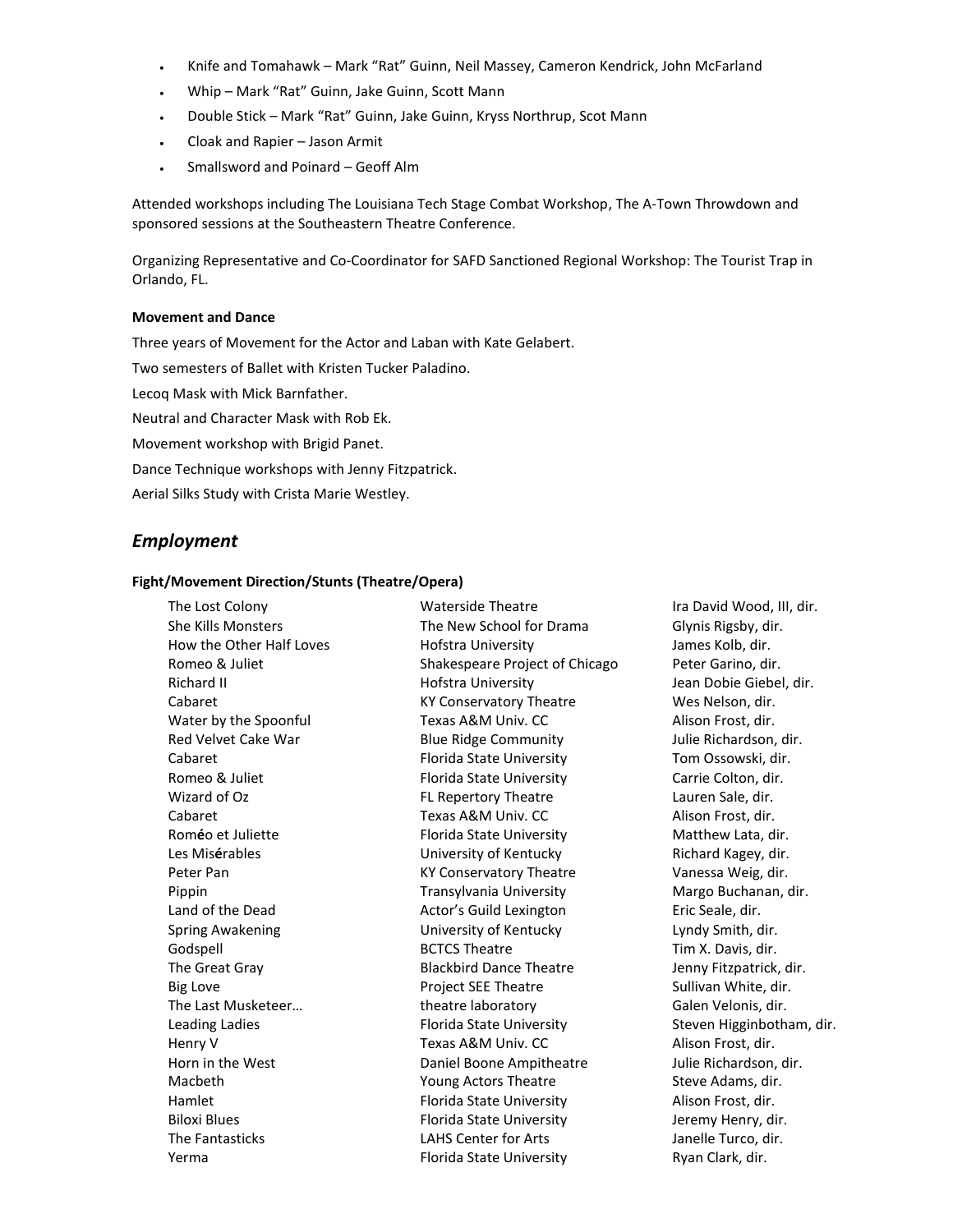- Knife and Tomahawk – Mark “Rat” Guinn, Neil Massey, Cameron Kendrick, John McFarland
- Whip – Mark “Rat” Guinn, Jake Guinn, Scott Mann
- Double Stick – Mark “Rat” Guinn, Jake Guinn, Kryss Northrup, Scot Mann
- Cloak and Rapier – Jason Armit
- Smallsword and Poinard – Geoff Alm

Attended workshops including The Louisiana Tech Stage Combat Workshop, The A-Town Throwdown and sponsored sessions at the Southeastern Theatre Conference.

Organizing Representative and Co-Coordinator for SAFD Sanctioned Regional Workshop: The Tourist Trap in Orlando, FL.

**Movement and Dance**

Three years of Movement for the Actor and Laban with Kate Gelabert.

Two semesters of Ballet with Kristen Tucker Paladino.

Lecoq Mask with Mick Barnfather.

Neutral and Character Mask with Rob Ek.

Movement workshop with Brigid Panet.

Dance Technique workshops with Jenny Fitzpatrick.

Aerial Silks Study with Crista Marie Westley.

## *Employment*

**Fight/Movement Direction/Stunts (Theatre/Opera)**

| | | |
|---|---|---|
| The Lost Colony | Waterside Theatre | Ira David Wood, III, dir. |
| She Kills Monsters | The New School for Drama | Glynis Rigsby, dir. |
| How the Other Half Loves | Hofstra University | James Kolb, dir. |
| Romeo & Juliet | Shakespeare Project of Chicago | Peter Garino, dir. |
| Richard II | Hofstra University | Jean Dobie Giebel, dir. |
| Cabaret | KY Conservatory Theatre | Wes Nelson, dir. |
| Water by the Spoonful | Texas A&M Univ. CC | Alison Frost, dir. |
| Red Velvet Cake War | Blue Ridge Community | Julie Richardson, dir. |
| Cabaret | Florida State University | Tom Ossowski, dir. |
| Romeo & Juliet | Florida State University | Carrie Colton, dir. |
| Wizard of Oz | FL Repertory Theatre | Lauren Sale, dir. |
| Cabaret | Texas A&M Univ. CC | Alison Frost, dir. |
| Roméo et Juliette | Florida State University | Matthew Lata, dir. |
| Les Misérables | University of Kentucky | Richard Kagey, dir. |
| Peter Pan | KY Conservatory Theatre | Vanessa Weig, dir. |
| Pippin | Transylvania University | Margo Buchanan, dir. |
| Land of the Dead | Actor's Guild Lexington | Eric Seale, dir. |
| Spring Awakening | University of Kentucky | Lyndy Smith, dir. |
| Godspell | BCTCS Theatre | Tim X. Davis, dir. |
| The Great Gray | Blackbird Dance Theatre | Jenny Fitzpatrick, dir. |
| Big Love | Project SEE Theatre | Sullivan White, dir. |
| The Last Musketeer… | theatre laboratory | Galen Velonis, dir. |
| Leading Ladies | Florida State University | Steven Higginbotham, dir. |
| Henry V | Texas A&M Univ. CC | Alison Frost, dir. |
| Horn in the West | Daniel Boone Ampitheatre | Julie Richardson, dir. |
| Macbeth | Young Actors Theatre | Steve Adams, dir. |
| Hamlet | Florida State University | Alison Frost, dir. |
| Biloxi Blues | Florida State University | Jeremy Henry, dir. |
| The Fantasticks | LAHS Center for Arts | Janelle Turco, dir. |
| Yerma | Florida State University | Ryan Clark, dir. |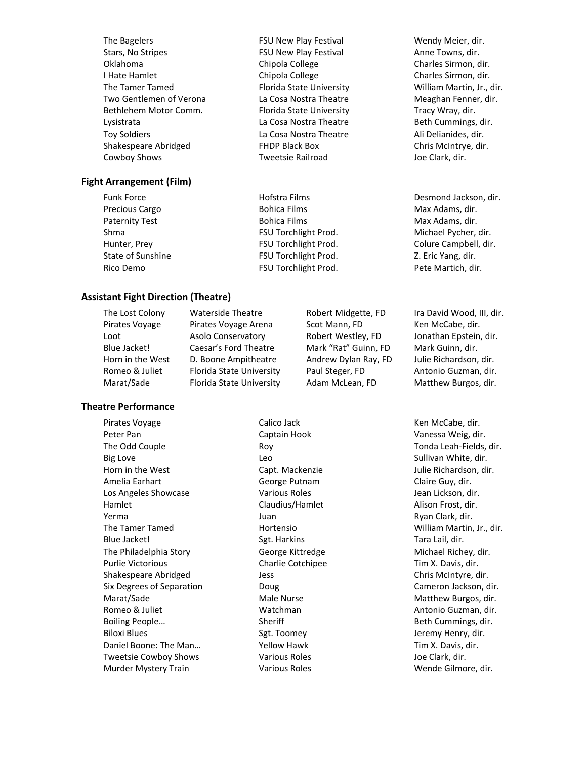| | | |
|---|---|---|
| The Bagelers | FSU New Play Festival | Wendy Meier, dir. |
| Stars, No Stripes | FSU New Play Festival | Anne Towns, dir. |
| Oklahoma | Chipola College | Charles Sirmon, dir. |
| I Hate Hamlet | Chipola College | Charles Sirmon, dir. |
| The Tamer Tamed | Florida State University | William Martin, Jr., dir. |
| Two Gentlemen of Verona | La Cosa Nostra Theatre | Meaghan Fenner, dir. |
| Bethlehem Motor Comm. | Florida State University | Tracy Wray, dir. |
| Lysistrata | La Cosa Nostra Theatre | Beth Cummings, dir. |
| Toy Soldiers | La Cosa Nostra Theatre | Ali Delianides, dir. |
| Shakespeare Abridged | FHDP Black Box | Chris McIntrye, dir. |
| Cowboy Shows | Tweetsie Railroad | Joe Clark, dir. |

### Fight Arrangement (Film)

| | | |
|---|---|---|
| Funk Force | Hofstra Films | Desmond Jackson, dir. |
| Precious Cargo | Bohica Films | Max Adams, dir. |
| Paternity Test | Bohica Films | Max Adams, dir. |
| Shma | FSU Torchlight Prod. | Michael Pycher, dir. |
| Hunter, Prey | FSU Torchlight Prod. | Colure Campbell, dir. |
| State of Sunshine | FSU Torchlight Prod. | Z. Eric Yang, dir. |
| Rico Demo | FSU Torchlight Prod. | Pete Martich, dir. |

### Assistant Fight Direction (Theatre)

| | | | |
|---|---|---|---|
| The Lost Colony | Waterside Theatre | Robert Midgette, FD | Ira David Wood, III, dir. |
| Pirates Voyage | Pirates Voyage Arena | Scot Mann, FD | Ken McCabe, dir. |
| Loot | Asolo Conservatory | Robert Westley, FD | Jonathan Epstein, dir. |
| Blue Jacket! | Caesar's Ford Theatre | Mark "Rat" Guinn, FD | Mark Guinn, dir. |
| Horn in the West | D. Boone Ampitheatre | Andrew Dylan Ray, FD | Julie Richardson, dir. |
| Romeo & Juliet | Florida State University | Paul Steger, FD | Antonio Guzman, dir. |
| Marat/Sade | Florida State University | Adam McLean, FD | Matthew Burgos, dir. |

### Theatre Performance

| | | |
|---|---|---|
| Pirates Voyage | Calico Jack | Ken McCabe, dir. |
| Peter Pan | Captain Hook | Vanessa Weig, dir. |
| The Odd Couple | Roy | Tonda Leah-Fields, dir. |
| Big Love | Leo | Sullivan White, dir. |
| Horn in the West | Capt. Mackenzie | Julie Richardson, dir. |
| Amelia Earhart | George Putnam | Claire Guy, dir. |
| Los Angeles Showcase | Various Roles | Jean Lickson, dir. |
| Hamlet | Claudius/Hamlet | Alison Frost, dir. |
| Yerma | Juan | Ryan Clark, dir. |
| The Tamer Tamed | Hortensio | William Martin, Jr., dir. |
| Blue Jacket! | Sgt. Harkins | Tara Lail, dir. |
| The Philadelphia Story | George Kittredge | Michael Richey, dir. |
| Purlie Victorious | Charlie Cotchipee | Tim X. Davis, dir. |
| Shakespeare Abridged | Jess | Chris McIntyre, dir. |
| Six Degrees of Separation | Doug | Cameron Jackson, dir. |
| Marat/Sade | Male Nurse | Matthew Burgos, dir. |
| Romeo & Juliet | Watchman | Antonio Guzman, dir. |
| Boiling People… | Sheriff | Beth Cummings, dir. |
| Biloxi Blues | Sgt. Toomey | Jeremy Henry, dir. |
| Daniel Boone: The Man… | Yellow Hawk | Tim X. Davis, dir. |
| Tweetsie Cowboy Shows | Various Roles | Joe Clark, dir. |
| Murder Mystery Train | Various Roles | Wende Gilmore, dir. |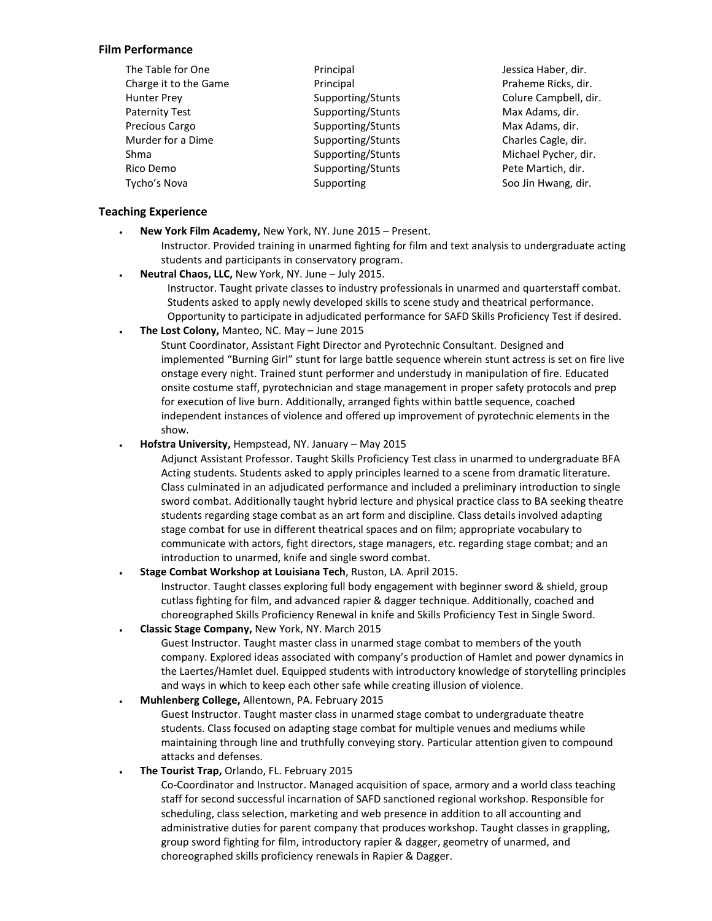### Film Performance

| | | |
|---|---|---|
| The Table for One | Principal | Jessica Haber, dir. |
| Charge it to the Game | Principal | Praheme Ricks, dir. |
| Hunter Prey | Supporting/Stunts | Colure Campbell, dir. |
| Paternity Test | Supporting/Stunts | Max Adams, dir. |
| Precious Cargo | Supporting/Stunts | Max Adams, dir. |
| Murder for a Dime | Supporting/Stunts | Charles Cagle, dir. |
| Shma | Supporting/Stunts | Michael Pycher, dir. |
| Rico Demo | Supporting/Stunts | Pete Martich, dir. |
| Tycho's Nova | Supporting | Soo Jin Hwang, dir. |

### Teaching Experience

- **New York Film Academy,** New York, NY. June 2015 – Present.
  Instructor. Provided training in unarmed fighting for film and text analysis to undergraduate acting students and participants in conservatory program.
- **Neutral Chaos, LLC,** New York, NY. June – July 2015.
  Instructor. Taught private classes to industry professionals in unarmed and quarterstaff combat. Students asked to apply newly developed skills to scene study and theatrical performance. Opportunity to participate in adjudicated performance for SAFD Skills Proficiency Test if desired.
- **The Lost Colony,** Manteo, NC. May – June 2015
  Stunt Coordinator, Assistant Fight Director and Pyrotechnic Consultant. Designed and implemented "Burning Girl" stunt for large battle sequence wherein stunt actress is set on fire live onstage every night. Trained stunt performer and understudy in manipulation of fire. Educated onsite costume staff, pyrotechnician and stage management in proper safety protocols and prep for execution of live burn. Additionally, arranged fights within battle sequence, coached independent instances of violence and offered up improvement of pyrotechnic elements in the show.
- **Hofstra University,** Hempstead, NY. January – May 2015
  Adjunct Assistant Professor. Taught Skills Proficiency Test class in unarmed to undergraduate BFA Acting students. Students asked to apply principles learned to a scene from dramatic literature. Class culminated in an adjudicated performance and included a preliminary introduction to single sword combat. Additionally taught hybrid lecture and physical practice class to BA seeking theatre students regarding stage combat as an art form and discipline. Class details involved adapting stage combat for use in different theatrical spaces and on film; appropriate vocabulary to communicate with actors, fight directors, stage managers, etc. regarding stage combat; and an introduction to unarmed, knife and single sword combat.
- **Stage Combat Workshop at Louisiana Tech**, Ruston, LA. April 2015.
  Instructor. Taught classes exploring full body engagement with beginner sword & shield, group cutlass fighting for film, and advanced rapier & dagger technique. Additionally, coached and choreographed Skills Proficiency Renewal in knife and Skills Proficiency Test in Single Sword.
- **Classic Stage Company,** New York, NY. March 2015
  Guest Instructor. Taught master class in unarmed stage combat to members of the youth company. Explored ideas associated with company's production of Hamlet and power dynamics in the Laertes/Hamlet duel. Equipped students with introductory knowledge of storytelling principles and ways in which to keep each other safe while creating illusion of violence.
- **Muhlenberg College,** Allentown, PA. February 2015
  Guest Instructor. Taught master class in unarmed stage combat to undergraduate theatre students. Class focused on adapting stage combat for multiple venues and mediums while maintaining through line and truthfully conveying story. Particular attention given to compound attacks and defenses.
- **The Tourist Trap,** Orlando, FL. February 2015
  Co-Coordinator and Instructor. Managed acquisition of space, armory and a world class teaching staff for second successful incarnation of SAFD sanctioned regional workshop. Responsible for scheduling, class selection, marketing and web presence in addition to all accounting and administrative duties for parent company that produces workshop. Taught classes in grappling, group sword fighting for film, introductory rapier & dagger, geometry of unarmed, and choreographed skills proficiency renewals in Rapier & Dagger.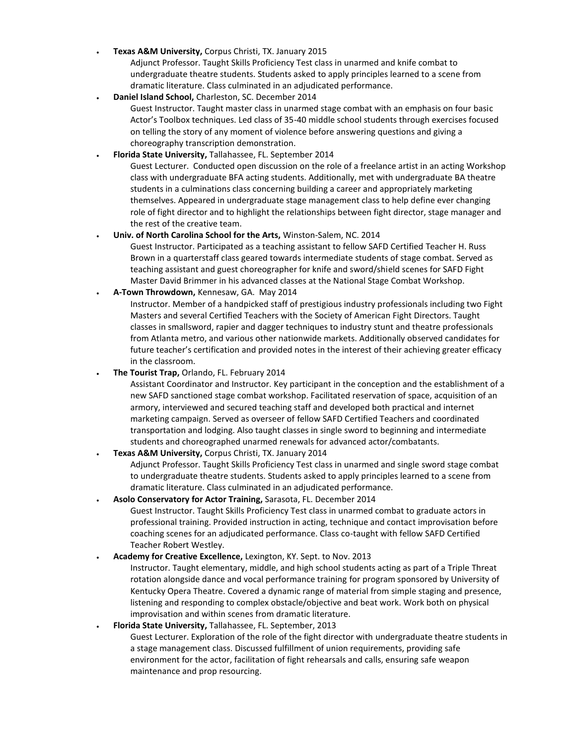- **Texas A&M University,** Corpus Christi, TX. January 2015

  Adjunct Professor. Taught Skills Proficiency Test class in unarmed and knife combat to undergraduate theatre students. Students asked to apply principles learned to a scene from dramatic literature. Class culminated in an adjudicated performance.

- **Daniel Island School,** Charleston, SC. December 2014

  Guest Instructor. Taught master class in unarmed stage combat with an emphasis on four basic Actor's Toolbox techniques. Led class of 35-40 middle school students through exercises focused on telling the story of any moment of violence before answering questions and giving a choreography transcription demonstration.

- **Florida State University,** Tallahassee, FL. September 2014

  Guest Lecturer. Conducted open discussion on the role of a freelance artist in an acting Workshop class with undergraduate BFA acting students. Additionally, met with undergraduate BA theatre students in a culminations class concerning building a career and appropriately marketing themselves. Appeared in undergraduate stage management class to help define ever changing role of fight director and to highlight the relationships between fight director, stage manager and the rest of the creative team.

- **Univ. of North Carolina School for the Arts,** Winston-Salem, NC. 2014

  Guest Instructor. Participated as a teaching assistant to fellow SAFD Certified Teacher H. Russ Brown in a quarterstaff class geared towards intermediate students of stage combat. Served as teaching assistant and guest choreographer for knife and sword/shield scenes for SAFD Fight Master David Brimmer in his advanced classes at the National Stage Combat Workshop.

- **A-Town Throwdown,** Kennesaw, GA. May 2014

  Instructor. Member of a handpicked staff of prestigious industry professionals including two Fight Masters and several Certified Teachers with the Society of American Fight Directors. Taught classes in smallsword, rapier and dagger techniques to industry stunt and theatre professionals from Atlanta metro, and various other nationwide markets. Additionally observed candidates for future teacher's certification and provided notes in the interest of their achieving greater efficacy in the classroom.

- **The Tourist Trap,** Orlando, FL. February 2014

  Assistant Coordinator and Instructor. Key participant in the conception and the establishment of a new SAFD sanctioned stage combat workshop. Facilitated reservation of space, acquisition of an armory, interviewed and secured teaching staff and developed both practical and internet marketing campaign. Served as overseer of fellow SAFD Certified Teachers and coordinated transportation and lodging. Also taught classes in single sword to beginning and intermediate students and choreographed unarmed renewals for advanced actor/combatants.

- **Texas A&M University,** Corpus Christi, TX. January 2014

  Adjunct Professor. Taught Skills Proficiency Test class in unarmed and single sword stage combat to undergraduate theatre students. Students asked to apply principles learned to a scene from dramatic literature. Class culminated in an adjudicated performance.

- **Asolo Conservatory for Actor Training,** Sarasota, FL. December 2014

  Guest Instructor. Taught Skills Proficiency Test class in unarmed combat to graduate actors in professional training. Provided instruction in acting, technique and contact improvisation before coaching scenes for an adjudicated performance. Class co-taught with fellow SAFD Certified Teacher Robert Westley.

- **Academy for Creative Excellence,** Lexington, KY. Sept. to Nov. 2013

  Instructor. Taught elementary, middle, and high school students acting as part of a Triple Threat rotation alongside dance and vocal performance training for program sponsored by University of Kentucky Opera Theatre. Covered a dynamic range of material from simple staging and presence, listening and responding to complex obstacle/objective and beat work. Work both on physical improvisation and within scenes from dramatic literature.

- **Florida State University,** Tallahassee, FL. September, 2013

  Guest Lecturer. Exploration of the role of the fight director with undergraduate theatre students in a stage management class. Discussed fulfillment of union requirements, providing safe environment for the actor, facilitation of fight rehearsals and calls, ensuring safe weapon maintenance and prop resourcing.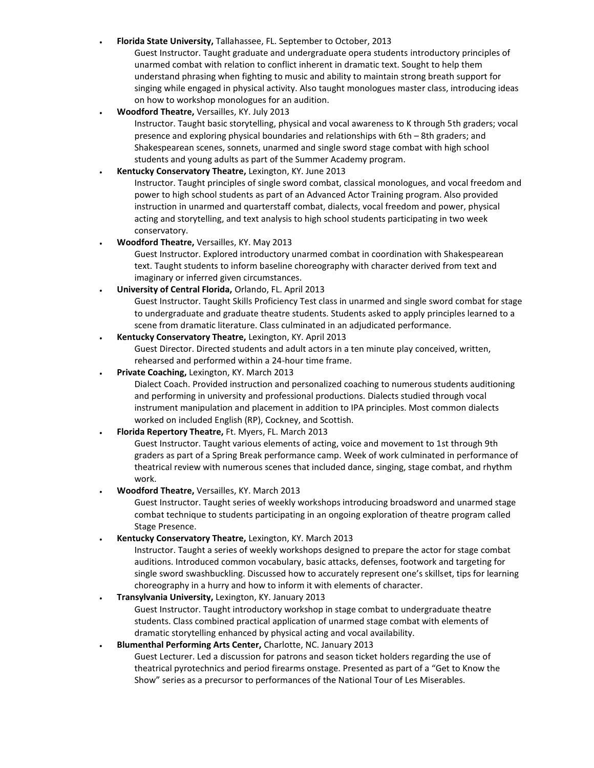- **Florida State University,** Tallahassee, FL. September to October, 2013
  Guest Instructor. Taught graduate and undergraduate opera students introductory principles of unarmed combat with relation to conflict inherent in dramatic text. Sought to help them understand phrasing when fighting to music and ability to maintain strong breath support for singing while engaged in physical activity. Also taught monologues master class, introducing ideas on how to workshop monologues for an audition.
- **Woodford Theatre,** Versailles, KY. July 2013
  Instructor. Taught basic storytelling, physical and vocal awareness to K through 5th graders; vocal presence and exploring physical boundaries and relationships with 6th – 8th graders; and Shakespearean scenes, sonnets, unarmed and single sword stage combat with high school students and young adults as part of the Summer Academy program.
- **Kentucky Conservatory Theatre,** Lexington, KY. June 2013
  Instructor. Taught principles of single sword combat, classical monologues, and vocal freedom and power to high school students as part of an Advanced Actor Training program. Also provided instruction in unarmed and quarterstaff combat, dialects, vocal freedom and power, physical acting and storytelling, and text analysis to high school students participating in two week conservatory.
- **Woodford Theatre,** Versailles, KY. May 2013
  Guest Instructor. Explored introductory unarmed combat in coordination with Shakespearean text. Taught students to inform baseline choreography with character derived from text and imaginary or inferred given circumstances.
- **University of Central Florida,** Orlando, FL. April 2013
  Guest Instructor. Taught Skills Proficiency Test class in unarmed and single sword combat for stage to undergraduate and graduate theatre students. Students asked to apply principles learned to a scene from dramatic literature. Class culminated in an adjudicated performance.
- **Kentucky Conservatory Theatre,** Lexington, KY. April 2013
  Guest Director. Directed students and adult actors in a ten minute play conceived, written, rehearsed and performed within a 24-hour time frame.
- **Private Coaching,** Lexington, KY. March 2013
  Dialect Coach. Provided instruction and personalized coaching to numerous students auditioning and performing in university and professional productions. Dialects studied through vocal instrument manipulation and placement in addition to IPA principles. Most common dialects worked on included English (RP), Cockney, and Scottish.
- **Florida Repertory Theatre,** Ft. Myers, FL. March 2013
  Guest Instructor. Taught various elements of acting, voice and movement to 1st through 9th graders as part of a Spring Break performance camp. Week of work culminated in performance of theatrical review with numerous scenes that included dance, singing, stage combat, and rhythm work.
- **Woodford Theatre,** Versailles, KY. March 2013
  Guest Instructor. Taught series of weekly workshops introducing broadsword and unarmed stage combat technique to students participating in an ongoing exploration of theatre program called Stage Presence.
- **Kentucky Conservatory Theatre,** Lexington, KY. March 2013
  Instructor. Taught a series of weekly workshops designed to prepare the actor for stage combat auditions. Introduced common vocabulary, basic attacks, defenses, footwork and targeting for single sword swashbuckling. Discussed how to accurately represent one's skillset, tips for learning choreography in a hurry and how to inform it with elements of character.
- **Transylvania University,** Lexington, KY. January 2013
  Guest Instructor. Taught introductory workshop in stage combat to undergraduate theatre students. Class combined practical application of unarmed stage combat with elements of dramatic storytelling enhanced by physical acting and vocal availability.
- **Blumenthal Performing Arts Center,** Charlotte, NC. January 2013
  Guest Lecturer. Led a discussion for patrons and season ticket holders regarding the use of theatrical pyrotechnics and period firearms onstage. Presented as part of a "Get to Know the Show" series as a precursor to performances of the National Tour of Les Miserables.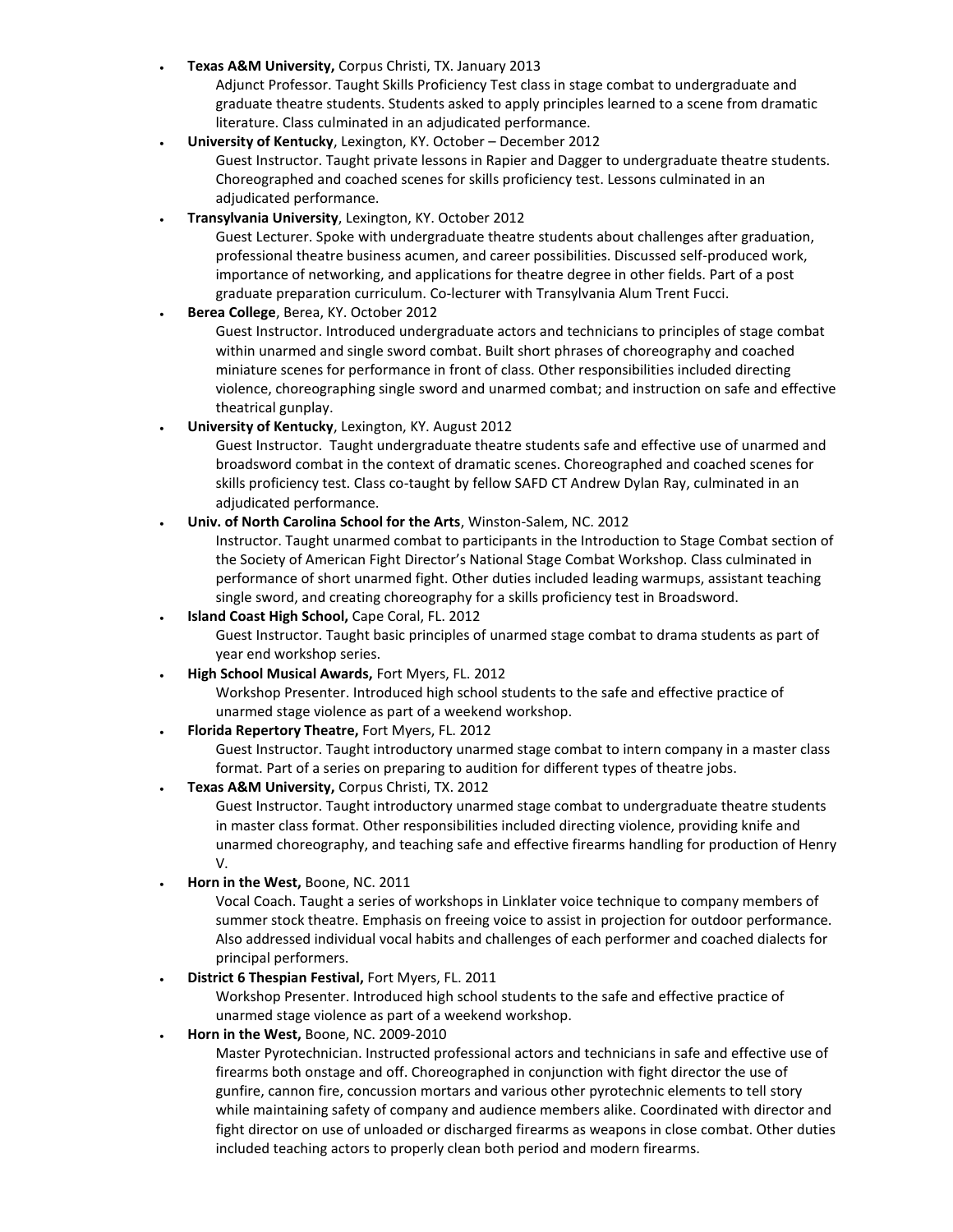- **Texas A&M University,** Corpus Christi, TX. January 2013
  Adjunct Professor. Taught Skills Proficiency Test class in stage combat to undergraduate and graduate theatre students. Students asked to apply principles learned to a scene from dramatic literature. Class culminated in an adjudicated performance.
- **University of Kentucky**, Lexington, KY. October – December 2012
  Guest Instructor. Taught private lessons in Rapier and Dagger to undergraduate theatre students. Choreographed and coached scenes for skills proficiency test. Lessons culminated in an adjudicated performance.
- **Transylvania University**, Lexington, KY. October 2012
  Guest Lecturer. Spoke with undergraduate theatre students about challenges after graduation, professional theatre business acumen, and career possibilities. Discussed self-produced work, importance of networking, and applications for theatre degree in other fields. Part of a post graduate preparation curriculum. Co-lecturer with Transylvania Alum Trent Fucci.
- **Berea College**, Berea, KY. October 2012
  Guest Instructor. Introduced undergraduate actors and technicians to principles of stage combat within unarmed and single sword combat. Built short phrases of choreography and coached miniature scenes for performance in front of class. Other responsibilities included directing violence, choreographing single sword and unarmed combat; and instruction on safe and effective theatrical gunplay.
- **University of Kentucky**, Lexington, KY. August 2012
  Guest Instructor. Taught undergraduate theatre students safe and effective use of unarmed and broadsword combat in the context of dramatic scenes. Choreographed and coached scenes for skills proficiency test. Class co-taught by fellow SAFD CT Andrew Dylan Ray, culminated in an adjudicated performance.
- **Univ. of North Carolina School for the Arts**, Winston-Salem, NC. 2012
  Instructor. Taught unarmed combat to participants in the Introduction to Stage Combat section of the Society of American Fight Director's National Stage Combat Workshop. Class culminated in performance of short unarmed fight. Other duties included leading warmups, assistant teaching single sword, and creating choreography for a skills proficiency test in Broadsword.
- **Island Coast High School,** Cape Coral, FL. 2012
  Guest Instructor. Taught basic principles of unarmed stage combat to drama students as part of year end workshop series.
- **High School Musical Awards,** Fort Myers, FL. 2012
  Workshop Presenter. Introduced high school students to the safe and effective practice of unarmed stage violence as part of a weekend workshop.
- **Florida Repertory Theatre,** Fort Myers, FL. 2012
  Guest Instructor. Taught introductory unarmed stage combat to intern company in a master class format. Part of a series on preparing to audition for different types of theatre jobs.
- **Texas A&M University,** Corpus Christi, TX. 2012
  Guest Instructor. Taught introductory unarmed stage combat to undergraduate theatre students in master class format. Other responsibilities included directing violence, providing knife and unarmed choreography, and teaching safe and effective firearms handling for production of Henry V.
- **Horn in the West,** Boone, NC. 2011
  Vocal Coach. Taught a series of workshops in Linklater voice technique to company members of summer stock theatre. Emphasis on freeing voice to assist in projection for outdoor performance. Also addressed individual vocal habits and challenges of each performer and coached dialects for principal performers.
- **District 6 Thespian Festival,** Fort Myers, FL. 2011
  Workshop Presenter. Introduced high school students to the safe and effective practice of unarmed stage violence as part of a weekend workshop.
- **Horn in the West,** Boone, NC. 2009-2010
  Master Pyrotechnician. Instructed professional actors and technicians in safe and effective use of firearms both onstage and off. Choreographed in conjunction with fight director the use of gunfire, cannon fire, concussion mortars and various other pyrotechnic elements to tell story while maintaining safety of company and audience members alike. Coordinated with director and fight director on use of unloaded or discharged firearms as weapons in close combat. Other duties included teaching actors to properly clean both period and modern firearms.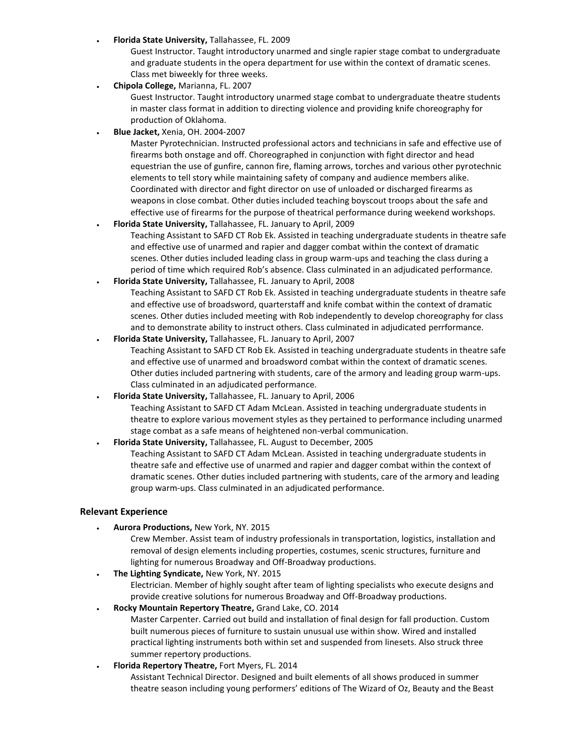- **Florida State University,** Tallahassee, FL. 2009
  Guest Instructor. Taught introductory unarmed and single rapier stage combat to undergraduate and graduate students in the opera department for use within the context of dramatic scenes. Class met biweekly for three weeks.
- **Chipola College,** Marianna, FL. 2007
  Guest Instructor. Taught introductory unarmed stage combat to undergraduate theatre students in master class format in addition to directing violence and providing knife choreography for production of Oklahoma.
- **Blue Jacket,** Xenia, OH. 2004-2007
  Master Pyrotechnician. Instructed professional actors and technicians in safe and effective use of firearms both onstage and off. Choreographed in conjunction with fight director and head equestrian the use of gunfire, cannon fire, flaming arrows, torches and various other pyrotechnic elements to tell story while maintaining safety of company and audience members alike. Coordinated with director and fight director on use of unloaded or discharged firearms as weapons in close combat. Other duties included teaching boyscout troops about the safe and effective use of firearms for the purpose of theatrical performance during weekend workshops.
- **Florida State University,** Tallahassee, FL. January to April, 2009
  Teaching Assistant to SAFD CT Rob Ek. Assisted in teaching undergraduate students in theatre safe and effective use of unarmed and rapier and dagger combat within the context of dramatic scenes. Other duties included leading class in group warm-ups and teaching the class during a period of time which required Rob's absence. Class culminated in an adjudicated performance.
- **Florida State University,** Tallahassee, FL. January to April, 2008
  Teaching Assistant to SAFD CT Rob Ek. Assisted in teaching undergraduate students in theatre safe and effective use of broadsword, quarterstaff and knife combat within the context of dramatic scenes. Other duties included meeting with Rob independently to develop choreography for class and to demonstrate ability to instruct others. Class culminated in adjudicated perrformance.
- **Florida State University,** Tallahassee, FL. January to April, 2007
  Teaching Assistant to SAFD CT Rob Ek. Assisted in teaching undergraduate students in theatre safe and effective use of unarmed and broadsword combat within the context of dramatic scenes. Other duties included partnering with students, care of the armory and leading group warm-ups. Class culminated in an adjudicated performance.
- **Florida State University,** Tallahassee, FL. January to April, 2006
  Teaching Assistant to SAFD CT Adam McLean. Assisted in teaching undergraduate students in theatre to explore various movement styles as they pertained to performance including unarmed stage combat as a safe means of heightened non-verbal communication.
- **Florida State University,** Tallahassee, FL. August to December, 2005
  Teaching Assistant to SAFD CT Adam McLean. Assisted in teaching undergraduate students in theatre safe and effective use of unarmed and rapier and dagger combat within the context of dramatic scenes. Other duties included partnering with students, care of the armory and leading group warm-ups. Class culminated in an adjudicated performance.

### Relevant Experience

- **Aurora Productions,** New York, NY. 2015
  Crew Member. Assist team of industry professionals in transportation, logistics, installation and removal of design elements including properties, costumes, scenic structures, furniture and lighting for numerous Broadway and Off-Broadway productions.
- **The Lighting Syndicate,** New York, NY. 2015
  Electrician. Member of highly sought after team of lighting specialists who execute designs and provide creative solutions for numerous Broadway and Off-Broadway productions.
- **Rocky Mountain Repertory Theatre,** Grand Lake, CO. 2014
  Master Carpenter. Carried out build and installation of final design for fall production. Custom built numerous pieces of furniture to sustain unusual use within show. Wired and installed practical lighting instruments both within set and suspended from linesets. Also struck three summer repertory productions.
- **Florida Repertory Theatre,** Fort Myers, FL. 2014
  Assistant Technical Director. Designed and built elements of all shows produced in summer theatre season including young performers' editions of The Wizard of Oz, Beauty and the Beast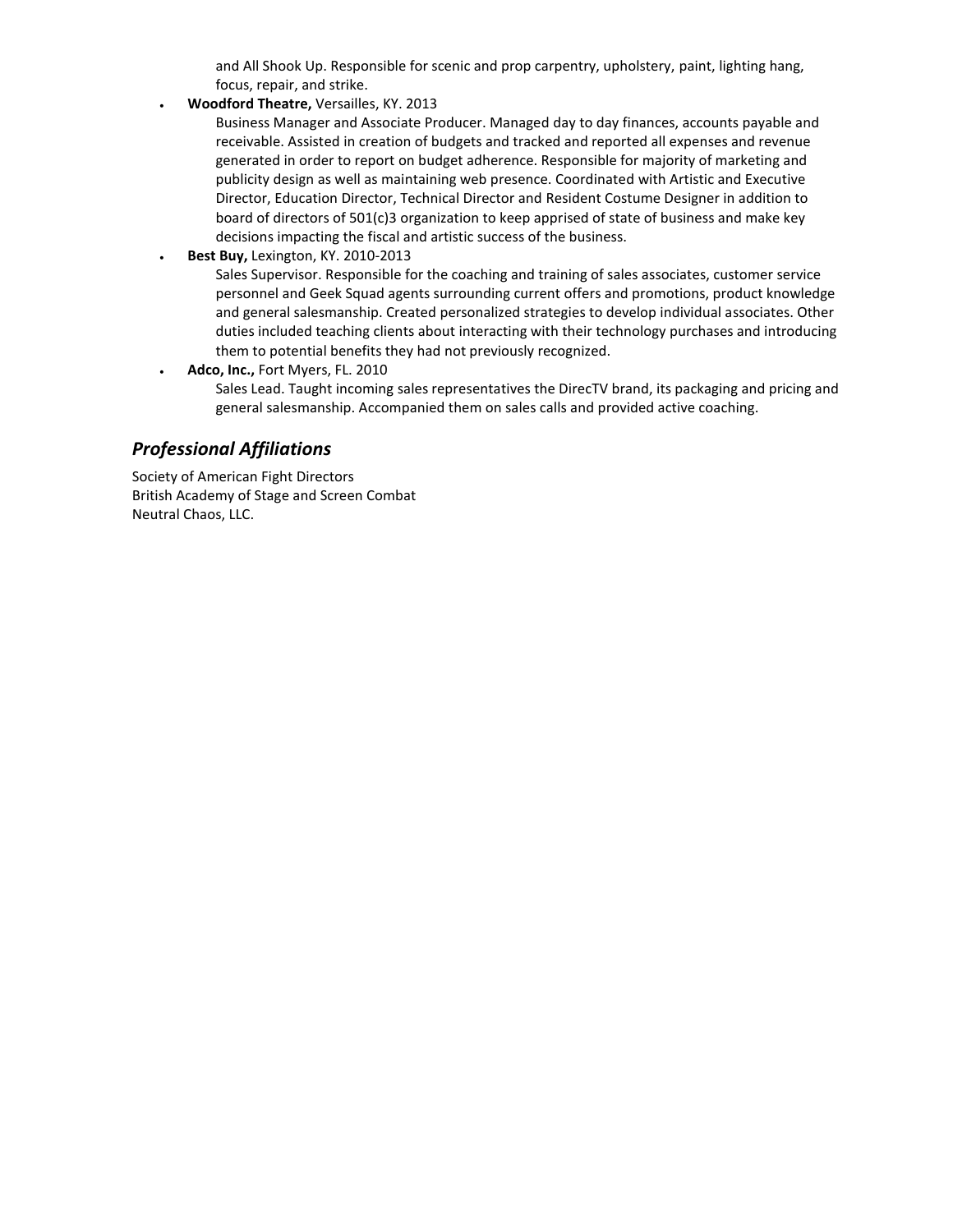and All Shook Up. Responsible for scenic and prop carpentry, upholstery, paint, lighting hang, focus, repair, and strike.

- **Woodford Theatre,** Versailles, KY. 2013
  Business Manager and Associate Producer. Managed day to day finances, accounts payable and receivable. Assisted in creation of budgets and tracked and reported all expenses and revenue generated in order to report on budget adherence. Responsible for majority of marketing and publicity design as well as maintaining web presence. Coordinated with Artistic and Executive Director, Education Director, Technical Director and Resident Costume Designer in addition to board of directors of 501(c)3 organization to keep apprised of state of business and make key decisions impacting the fiscal and artistic success of the business.
- **Best Buy,** Lexington, KY. 2010-2013
  Sales Supervisor. Responsible for the coaching and training of sales associates, customer service personnel and Geek Squad agents surrounding current offers and promotions, product knowledge and general salesmanship. Created personalized strategies to develop individual associates. Other duties included teaching clients about interacting with their technology purchases and introducing them to potential benefits they had not previously recognized.
- **Adco, Inc.,** Fort Myers, FL. 2010
  Sales Lead. Taught incoming sales representatives the DirecTV brand, its packaging and pricing and general salesmanship. Accompanied them on sales calls and provided active coaching.

## *Professional Affiliations*

Society of American Fight Directors
British Academy of Stage and Screen Combat
Neutral Chaos, LLC.